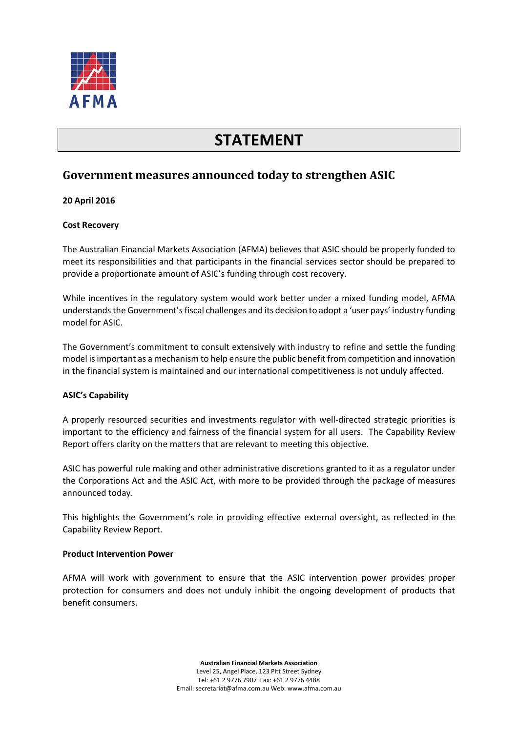AFMA

# STATEMENT

## Government measures announced today to strengthen ASIC

**20 April 2016**

**Cost Recovery**

The Australian Financial Markets Association (AFMA) believes that ASIC should be properly funded to meet its responsibilities and that participants in the financial services sector should be prepared to provide a proportionate amount of ASIC's funding through cost recovery.

While incentives in the regulatory system would work better under a mixed funding model, AFMA understands the Government's fiscal challenges and its decision to adopt a 'user pays' industry funding model for ASIC.

The Government's commitment to consult extensively with industry to refine and settle the funding model is important as a mechanism to help ensure the public benefit from competition and innovation in the financial system is maintained and our international competitiveness is not unduly affected.

**ASIC's Capability**

A properly resourced securities and investments regulator with well-directed strategic priorities is important to the efficiency and fairness of the financial system for all users. The Capability Review Report offers clarity on the matters that are relevant to meeting this objective.

ASIC has powerful rule making and other administrative discretions granted to it as a regulator under the Corporations Act and the ASIC Act, with more to be provided through the package of measures announced today.

This highlights the Government's role in providing effective external oversight, as reflected in the Capability Review Report.

**Product Intervention Power**

AFMA will work with government to ensure that the ASIC intervention power provides proper protection for consumers and does not unduly inhibit the ongoing development of products that benefit consumers.

**Australian Financial Markets Association**
Level 25, Angel Place, 123 Pitt Street Sydney
Tel: +61 2 9776 7907 Fax: +61 2 9776 4488
Email: secretariat@afma.com.au Web: www.afma.com.au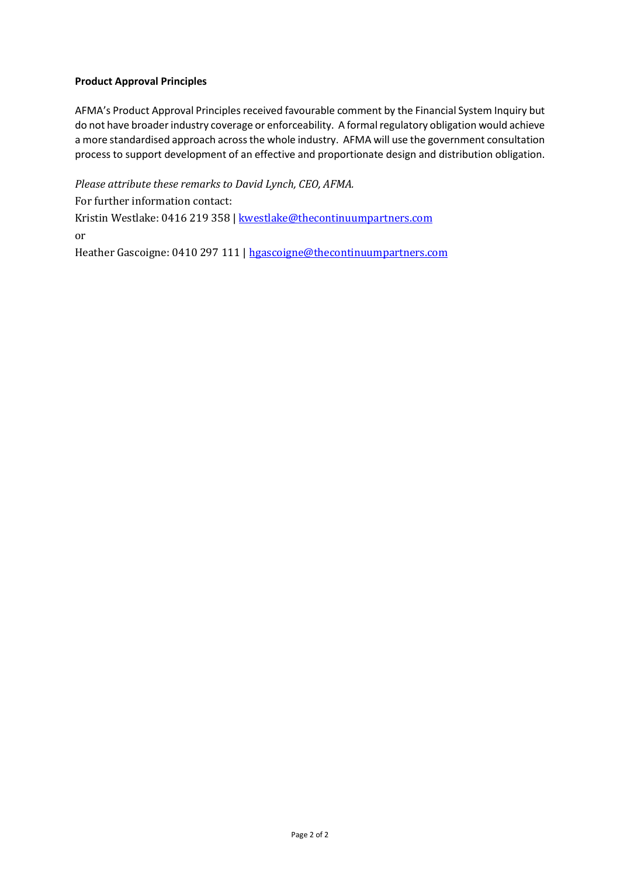**Product Approval Principles**

AFMA's Product Approval Principles received favourable comment by the Financial System Inquiry but do not have broader industry coverage or enforceability. A formal regulatory obligation would achieve a more standardised approach across the whole industry. AFMA will use the government consultation process to support development of an effective and proportionate design and distribution obligation.

*Please attribute these remarks to David Lynch, CEO, AFMA.*

For further information contact:

Kristin Westlake: 0416 219 358 | kwestlake@thecontinuumpartners.com

or

Heather Gascoigne: 0410 297 111 | hgascoigne@thecontinuumpartners.com